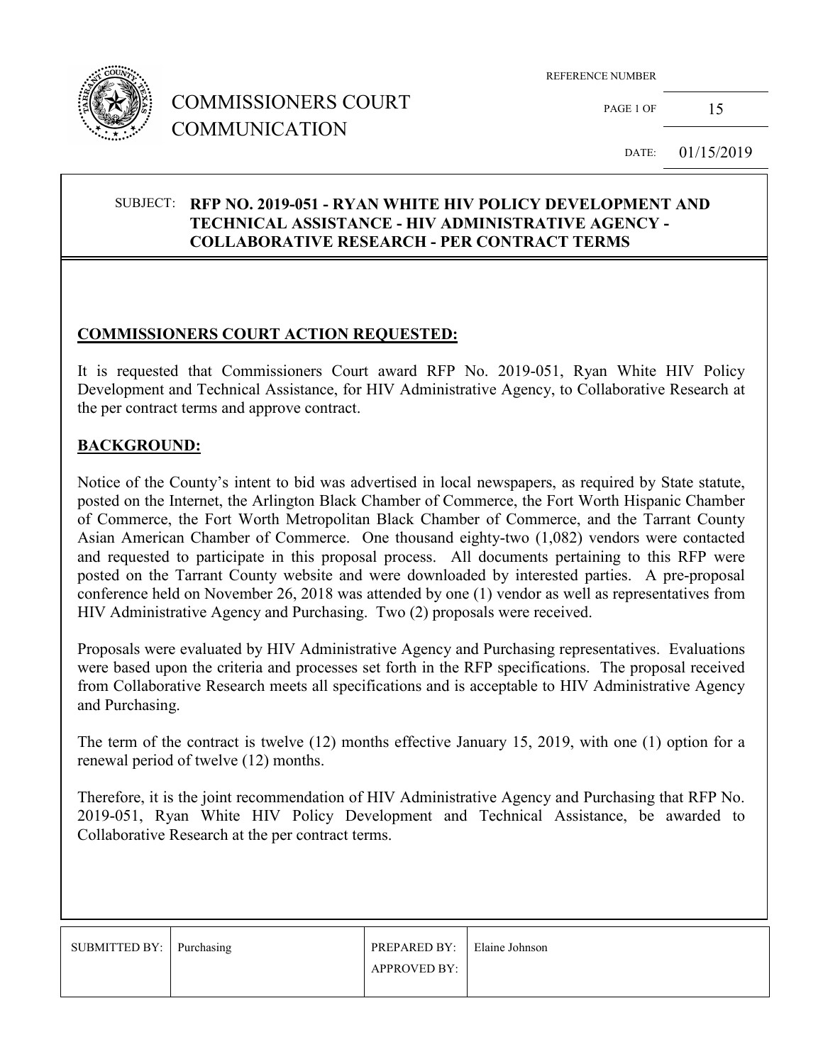# COMMISSIONERS COURT COMMUNICATION

REFERENCE NUMBER

PAGE 1 OF 15

DATE: 01/15/2019

**SUBJECT: RFP NO. 2019-051 - RYAN WHITE HIV POLICY DEVELOPMENT AND TECHNICAL ASSISTANCE - HIV ADMINISTRATIVE AGENCY - COLLABORATIVE RESEARCH - PER CONTRACT TERMS**

## COMMISSIONERS COURT ACTION REQUESTED:

It is requested that Commissioners Court award RFP No. 2019-051, Ryan White HIV Policy Development and Technical Assistance, for HIV Administrative Agency, to Collaborative Research at the per contract terms and approve contract.

## BACKGROUND:

Notice of the County's intent to bid was advertised in local newspapers, as required by State statute, posted on the Internet, the Arlington Black Chamber of Commerce, the Fort Worth Hispanic Chamber of Commerce, the Fort Worth Metropolitan Black Chamber of Commerce, and the Tarrant County Asian American Chamber of Commerce. One thousand eighty-two (1,082) vendors were contacted and requested to participate in this proposal process. All documents pertaining to this RFP were posted on the Tarrant County website and were downloaded by interested parties. A pre-proposal conference held on November 26, 2018 was attended by one (1) vendor as well as representatives from HIV Administrative Agency and Purchasing. Two (2) proposals were received.

Proposals were evaluated by HIV Administrative Agency and Purchasing representatives. Evaluations were based upon the criteria and processes set forth in the RFP specifications. The proposal received from Collaborative Research meets all specifications and is acceptable to HIV Administrative Agency and Purchasing.

The term of the contract is twelve (12) months effective January 15, 2019, with one (1) option for a renewal period of twelve (12) months.

Therefore, it is the joint recommendation of HIV Administrative Agency and Purchasing that RFP No. 2019-051, Ryan White HIV Policy Development and Technical Assistance, be awarded to Collaborative Research at the per contract terms.

| SUBMITTED BY: | Purchasing | PREPARED BY: | Elaine Johnson |
|---|---|---|---|
| | | APPROVED BY: | |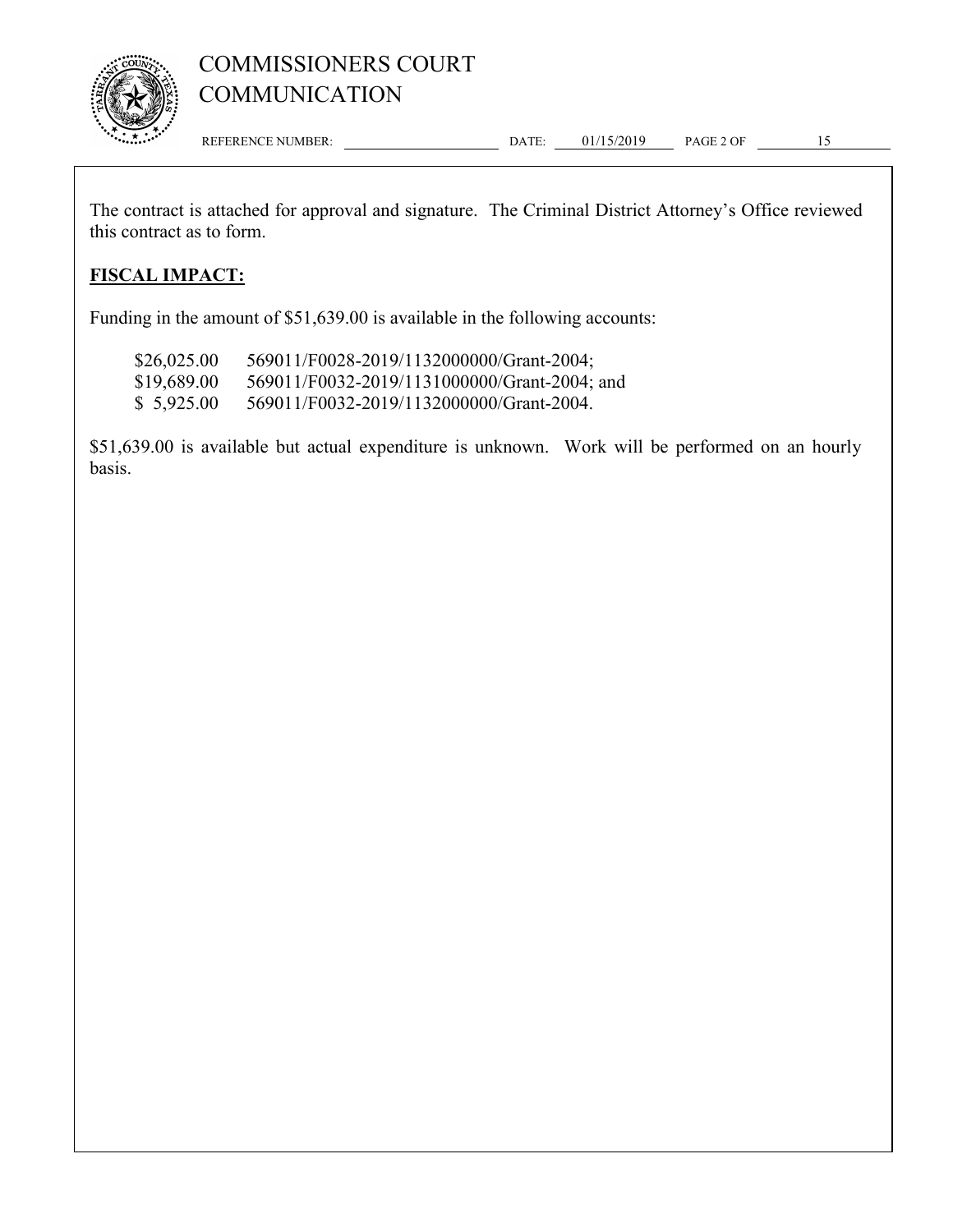The contract is attached for approval and signature. The Criminal District Attorney's Office reviewed this contract as to form.

**FISCAL IMPACT:**

Funding in the amount of $51,639.00 is available in the following accounts:

| | |
|---|---|
| $26,025.00 | 569011/F0028-2019/1132000000/Grant-2004; |
| $19,689.00 | 569011/F0032-2019/1131000000/Grant-2004; and |
| $ 5,925.00 | 569011/F0032-2019/1132000000/Grant-2004. |

$51,639.00 is available but actual expenditure is unknown. Work will be performed on an hourly basis.